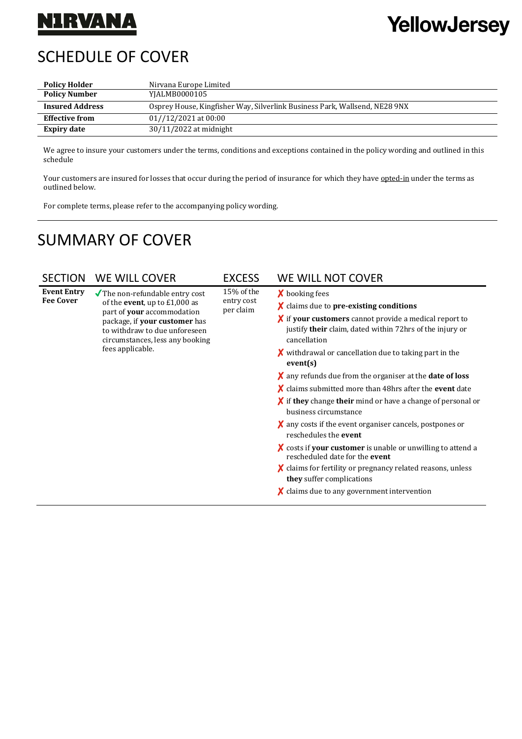N1RVANA

YellowJersey

# SCHEDULE OF COVER

| | |
|---|---|
| **Policy Holder** | Nirvana Europe Limited |
| **Policy Number** | YJALMB0000105 |
| **Insured Address** | Osprey House, Kingfisher Way, Silverlink Business Park, Wallsend, NE28 9NX |
| **Effective from** | 01//12/2021 at 00:00 |
| **Expiry date** | 30/11/2022 at midnight |

We agree to insure your customers under the terms, conditions and exceptions contained in the policy wording and outlined in this schedule

Your customers are insured for losses that occur during the period of insurance for which they have opted-in under the terms as outlined below.

For complete terms, please refer to the accompanying policy wording.

# SUMMARY OF COVER

| SECTION | WE WILL COVER | EXCESS | WE WILL NOT COVER |
|---|---|---|---|
| **Event Entry Fee Cover** | ✓ The non-refundable entry cost of the **event**, up to £1,000 as part of **your** accommodation package, if **your customer** has to withdraw to due unforeseen circumstances, less any booking fees applicable. | 15% of the entry cost per claim | ✗ booking fees<br>✗ claims due to **pre-existing conditions**<br>✗ if **your customers** cannot provide a medical report to justify **their** claim, dated within 72hrs of the injury or cancellation<br>✗ withdrawal or cancellation due to taking part in the **event(s)**<br>✗ any refunds due from the organiser at the **date of loss**<br>✗ claims submitted more than 48hrs after the **event** date<br>✗ if **they** change **their** mind or have a change of personal or business circumstance<br>✗ any costs if the event organiser cancels, postpones or reschedules the **event**<br>✗ costs if **your customer** is unable or unwilling to attend a rescheduled date for the **event**<br>✗ claims for fertility or pregnancy related reasons, unless **they** suffer complications<br>✗ claims due to any government intervention |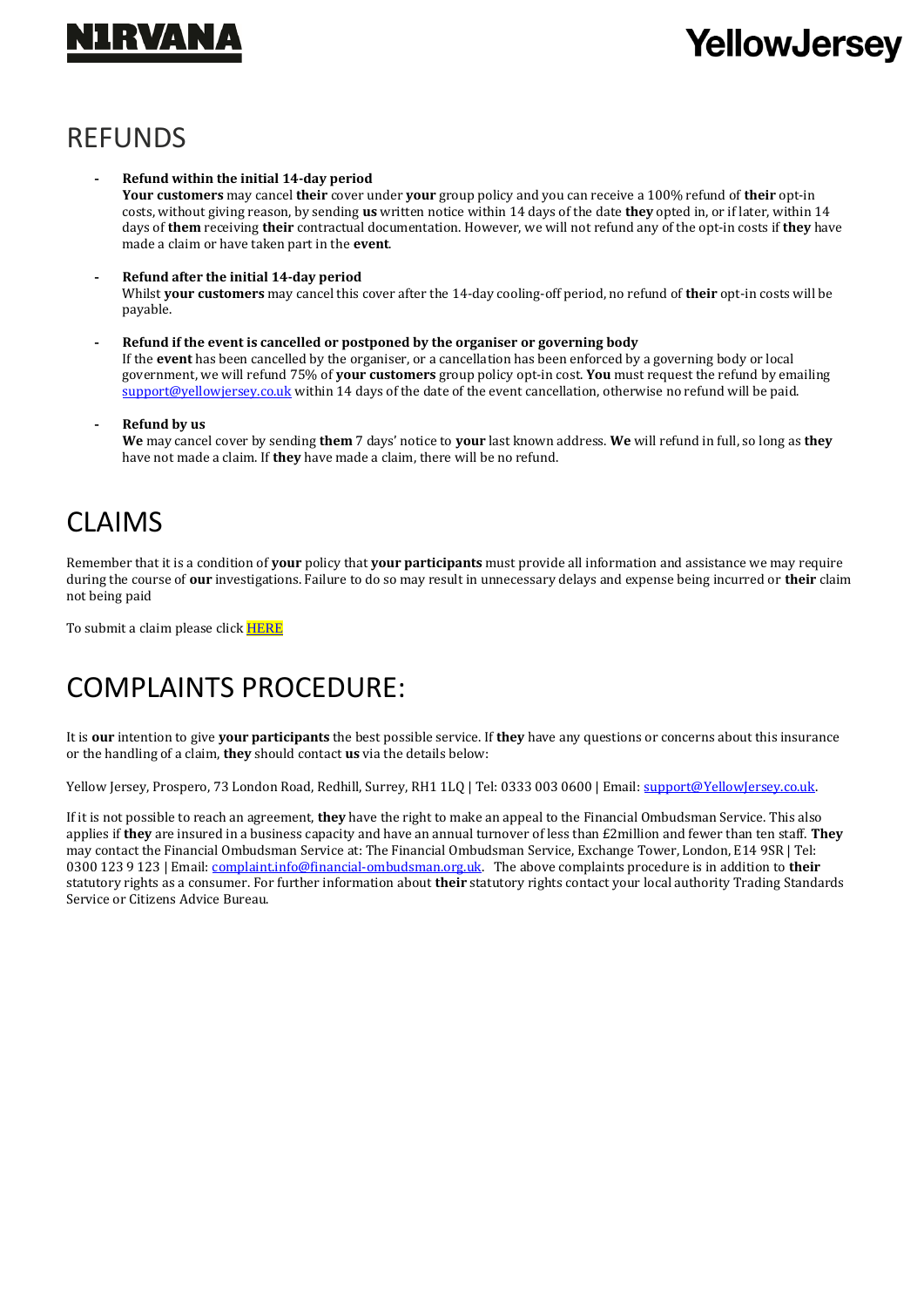# REFUNDS

- **Refund within the initial 14-day period**
  **Your customers** may cancel **their** cover under **your** group policy and you can receive a 100% refund of **their** opt-in costs, without giving reason, by sending **us** written notice within 14 days of the date **they** opted in, or if later, within 14 days of **them** receiving **their** contractual documentation. However, we will not refund any of the opt-in costs if **they** have made a claim or have taken part in the **event**.

- **Refund after the initial 14-day period**
  Whilst **your customers** may cancel this cover after the 14-day cooling-off period, no refund of **their** opt-in costs will be payable.

- **Refund if the event is cancelled or postponed by the organiser or governing body**
  If the **event** has been cancelled by the organiser, or a cancellation has been enforced by a governing body or local government, we will refund 75% of **your customers** group policy opt-in cost. **You** must request the refund by emailing support@yellowjersey.co.uk within 14 days of the date of the event cancellation, otherwise no refund will be paid.

- **Refund by us**
  **We** may cancel cover by sending **them** 7 days' notice to **your** last known address. **We** will refund in full, so long as **they** have not made a claim. If **they** have made a claim, there will be no refund.

# CLAIMS

Remember that it is a condition of **your** policy that **your participants** must provide all information and assistance we may require during the course of **our** investigations. Failure to do so may result in unnecessary delays and expense being incurred or **their** claim not being paid

To submit a claim please click HERE

# COMPLAINTS PROCEDURE:

It is **our** intention to give **your participants** the best possible service. If **they** have any questions or concerns about this insurance or the handling of a claim, **they** should contact **us** via the details below:

Yellow Jersey, Prospero, 73 London Road, Redhill, Surrey, RH1 1LQ | Tel: 0333 003 0600 | Email: support@YellowJersey.co.uk.

If it is not possible to reach an agreement, **they** have the right to make an appeal to the Financial Ombudsman Service. This also applies if **they** are insured in a business capacity and have an annual turnover of less than £2million and fewer than ten staff. **They** may contact the Financial Ombudsman Service at: The Financial Ombudsman Service, Exchange Tower, London, E14 9SR | Tel: 0300 123 9 123 | Email: complaint.info@financial-ombudsman.org.uk. The above complaints procedure is in addition to **their** statutory rights as a consumer. For further information about **their** statutory rights contact your local authority Trading Standards Service or Citizens Advice Bureau.